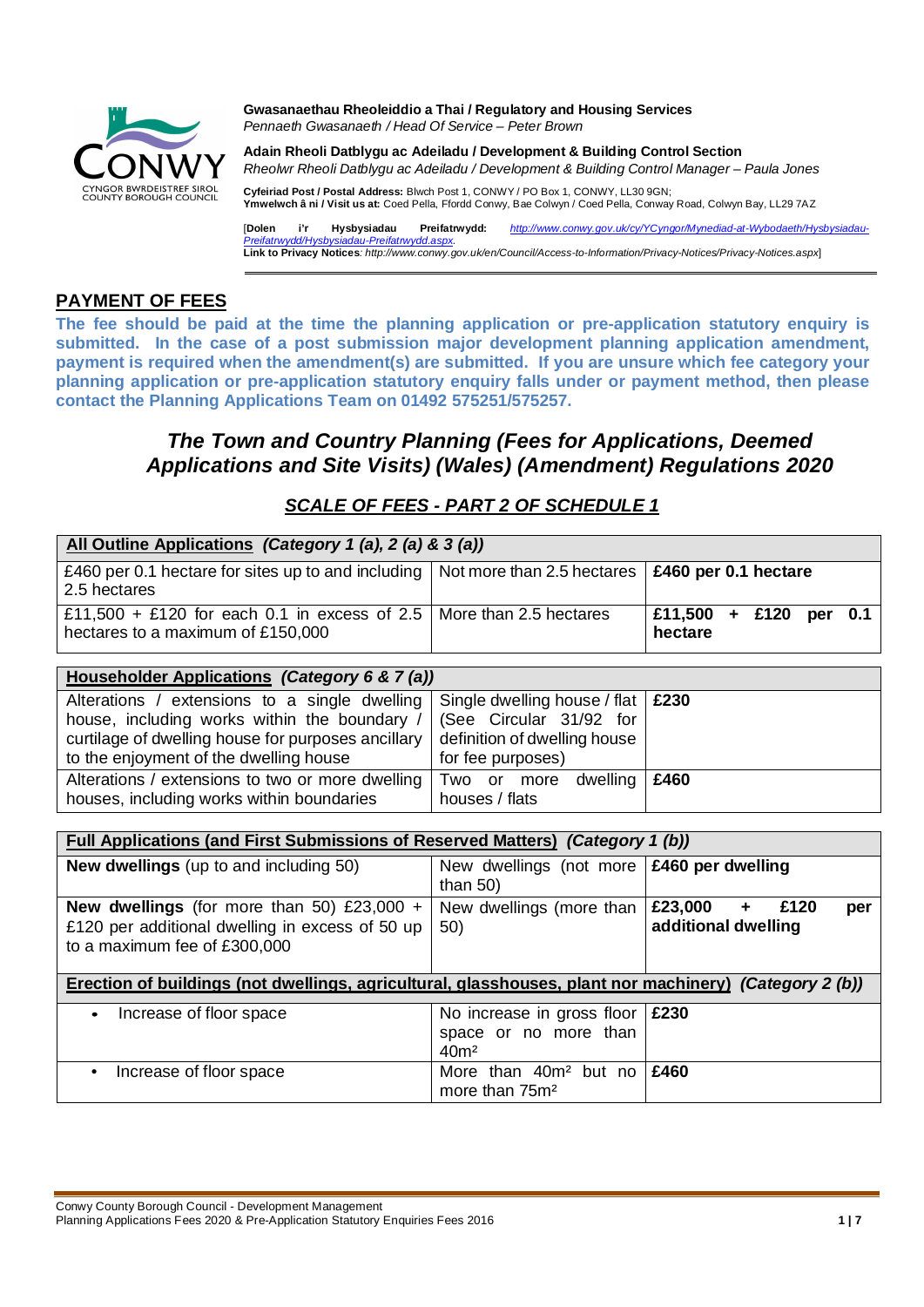**Gwasanaethau Rheoleiddio a Thai / Regulatory and Housing Services**
*Pennaeth Gwasanaeth / Head Of Service – Peter Brown*

**Adain Rheoli Datblygu ac Adeiladu / Development & Building Control Section**
*Rheolwr Rheoli Datblygu ac Adeiladu / Development & Building Control Manager – Paula Jones*

**Cyfeiriad Post / Postal Address:** Blwch Post 1, CONWY / PO Box 1, CONWY, LL30 9GN;
**Ymwelwch â ni / Visit us at:** Coed Pella, Ffordd Conwy, Bae Colwyn / Coed Pella, Conway Road, Colwyn Bay, LL29 7AZ

[**Dolen i'r Hysbysiadau Preifatrwydd:** http://www.conwy.gov.uk/cy/YCyngor/Mynediad-at-Wybodaeth/Hysbysiadau-Preifatrwydd/Hysbysiadau-Preifatrwydd.aspx.
**Link to Privacy Notices**: http://www.conwy.gov.uk/en/Council/Access-to-Information/Privacy-Notices/Privacy-Notices.aspx]

## PAYMENT OF FEES

**The fee should be paid at the time the planning application or pre-application statutory enquiry is submitted. In the case of a post submission major development planning application amendment, payment is required when the amendment(s) are submitted. If you are unsure which fee category your planning application or pre-application statutory enquiry falls under or payment method, then please contact the Planning Applications Team on 01492 575251/575257.**

## *The Town and Country Planning (Fees for Applications, Deemed Applications and Site Visits) (Wales) (Amendment) Regulations 2020*

### *SCALE OF FEES - PART 2 OF SCHEDULE 1*

| **All Outline Applications** *(Category 1 (a), 2 (a) & 3 (a))* | | |
|---|---|---|
| £460 per 0.1 hectare for sites up to and including 2.5 hectares | Not more than 2.5 hectares | **£460 per 0.1 hectare** |
| £11,500 + £120 for each 0.1 in excess of 2.5 hectares to a maximum of £150,000 | More than 2.5 hectares | **£11,500 + £120 per 0.1 hectare** |

| **Householder Applications** *(Category 6 & 7 (a))* | | |
|---|---|---|
| Alterations / extensions to a single dwelling house, including works within the boundary / curtilage of dwelling house for purposes ancillary to the enjoyment of the dwelling house | Single dwelling house / flat (See Circular 31/92 for definition of dwelling house for fee purposes) | **£230** |
| Alterations / extensions to two or more dwelling houses, including works within boundaries | Two or more dwelling houses / flats | **£460** |

| **Full Applications (and First Submissions of Reserved Matters)** *(Category 1 (b))* | | |
|---|---|---|
| **New dwellings** (up to and including 50) | New dwellings (not more than 50) | **£460 per dwelling** |
| **New dwellings** (for more than 50) £23,000 + £120 per additional dwelling in excess of 50 up to a maximum fee of £300,000 | New dwellings (more than 50) | **£23,000 + £120 per additional dwelling** |
| **Erection of buildings (not dwellings, agricultural, glasshouses, plant nor machinery)** *(Category 2 (b))* | | |
| • Increase of floor space | No increase in gross floor space or no more than 40m² | **£230** |
| • Increase of floor space | More than 40m² but no more than 75m² | **£460** |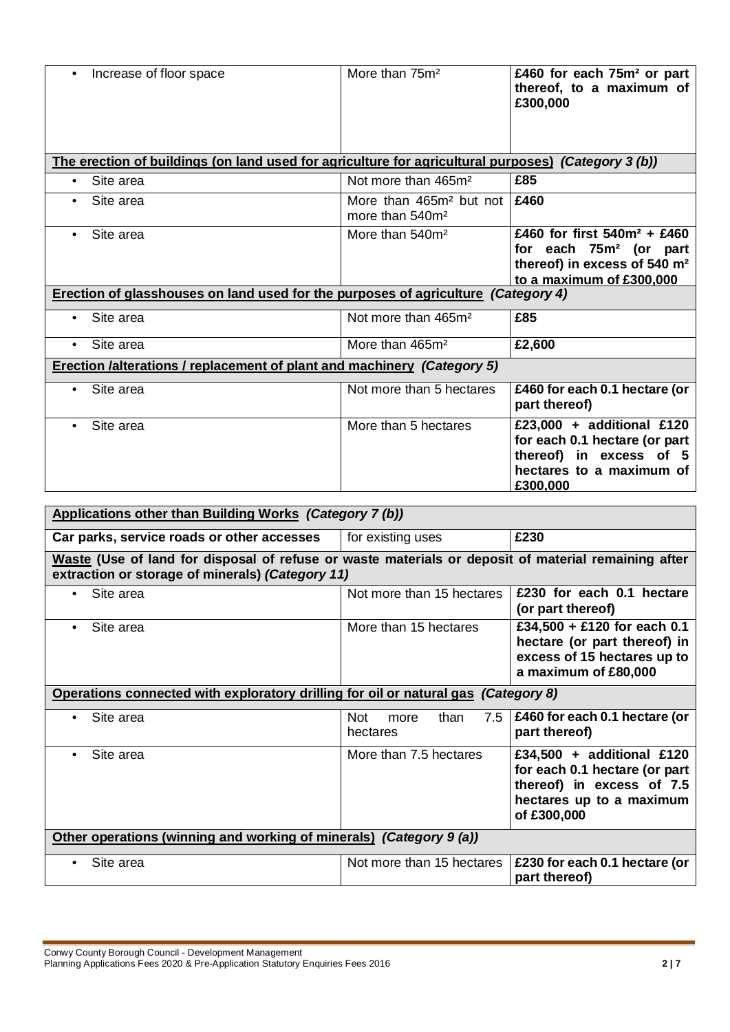| | | |
|---|---|---|
| • Increase of floor space | More than 75m² | **£460 for each 75m² or part thereof, to a maximum of £300,000** |
| **The erection of buildings (on land used for agriculture for agricultural purposes)** ***(Category 3 (b))*** | | |
| • Site area | Not more than 465m² | **£85** |
| • Site area | More than 465m² but not more than 540m² | **£460** |
| • Site area | More than 540m² | **£460 for first 540m² + £460 for each 75m² (or part thereof) in excess of 540 m² to a maximum of £300,000** |
| **Erection of glasshouses on land used for the purposes of agriculture** ***(Category 4)*** | | |
| • Site area | Not more than 465m² | **£85** |
| • Site area | More than 465m² | **£2,600** |
| **Erection /alterations / replacement of plant and machinery** ***(Category 5)*** | | |
| • Site area | Not more than 5 hectares | **£460 for each 0.1 hectare (or part thereof)** |
| • Site area | More than 5 hectares | **£23,000 + additional £120 for each 0.1 hectare (or part thereof) in excess of 5 hectares to a maximum of £300,000** |

| | | |
|---|---|---|
| **Applications other than Building Works** ***(Category 7 (b))*** | | |
| **Car parks, service roads or other accesses** | for existing uses | **£230** |
| **Waste (Use of land for disposal of refuse or waste materials or deposit of material remaining after extraction or storage of minerals)** ***(Category 11)*** | | |
| • Site area | Not more than 15 hectares | **£230 for each 0.1 hectare (or part thereof)** |
| • Site area | More than 15 hectares | **£34,500 + £120 for each 0.1 hectare (or part thereof) in excess of 15 hectares up to a maximum of £80,000** |
| **Operations connected with exploratory drilling for oil or natural gas** ***(Category 8)*** | | |
| • Site area | Not more than 7.5 hectares | **£460 for each 0.1 hectare (or part thereof)** |
| • Site area | More than 7.5 hectares | **£34,500 + additional £120 for each 0.1 hectare (or part thereof) in excess of 7.5 hectares up to a maximum of £300,000** |
| **Other operations (winning and working of minerals)** ***(Category 9 (a))*** | | |
| • Site area | Not more than 15 hectares | **£230 for each 0.1 hectare (or part thereof)** |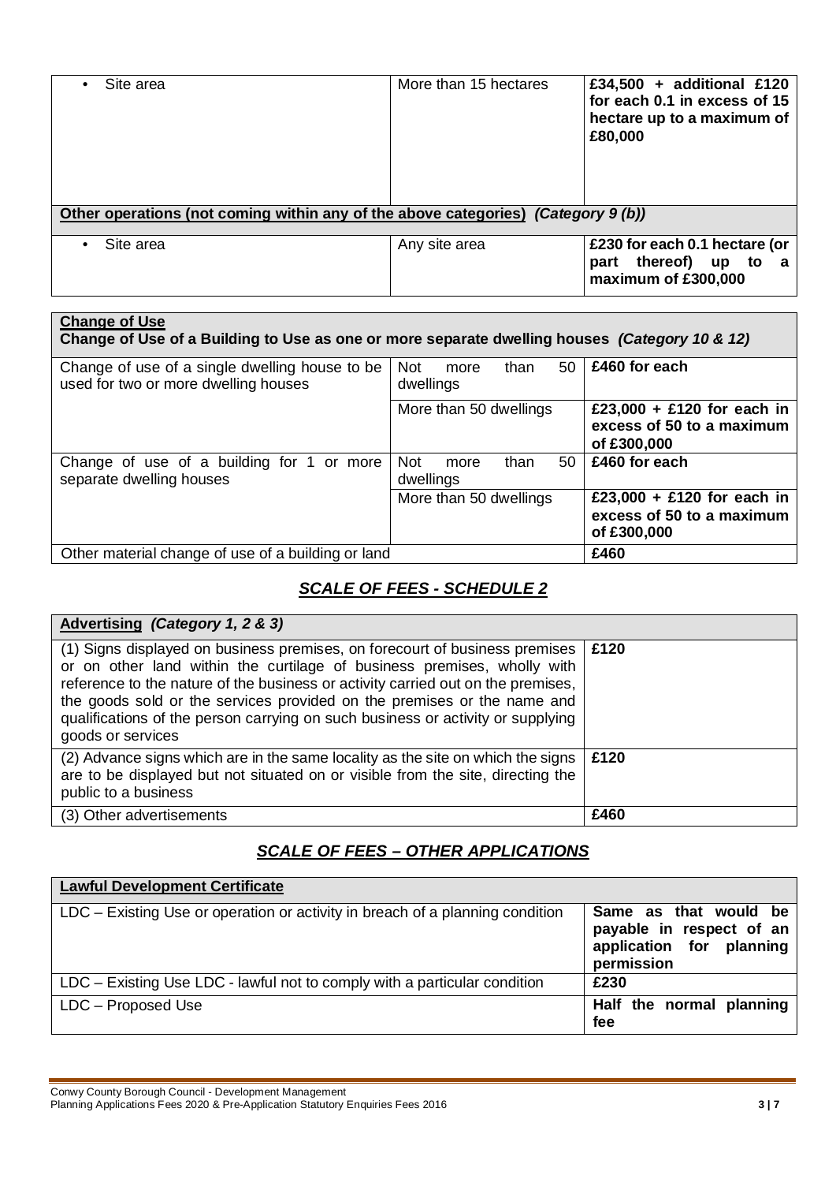| | | |
|---|---|---|
| • Site area | More than 15 hectares | **£34,500 + additional £120 for each 0.1 in excess of 15 hectare up to a maximum of £80,000** |
| **Other operations (not coming within any of the above categories)** ***(Category 9 (b))*** | | |
| • Site area | Any site area | **£230 for each 0.1 hectare (or part thereof) up to a maximum of £300,000** |

| **Change of Use** **Change of Use of a Building to Use as one or more separate dwelling houses** ***(Category 10 & 12)*** | | |
|---|---|---|
| Change of use of a single dwelling house to be used for two or more dwelling houses | Not more than 50 dwellings | **£460 for each** |
| | More than 50 dwellings | **£23,000 + £120 for each in excess of 50 to a maximum of £300,000** |
| Change of use of a building for 1 or more separate dwelling houses | Not more than 50 dwellings | **£460 for each** |
| | More than 50 dwellings | **£23,000 + £120 for each in excess of 50 to a maximum of £300,000** |
| Other material change of use of a building or land | | **£460** |

## ***SCALE OF FEES - SCHEDULE 2***

| **Advertising** ***(Category 1, 2 & 3)*** | |
|---|---|
| (1) Signs displayed on business premises, on forecourt of business premises or on other land within the curtilage of business premises, wholly with reference to the nature of the business or activity carried out on the premises, the goods sold or the services provided on the premises or the name and qualifications of the person carrying on such business or activity or supplying goods or services | **£120** |
| (2) Advance signs which are in the same locality as the site on which the signs are to be displayed but not situated on or visible from the site, directing the public to a business | **£120** |
| (3) Other advertisements | **£460** |

## ***SCALE OF FEES – OTHER APPLICATIONS***

| **Lawful Development Certificate** | |
|---|---|
| LDC – Existing Use or operation or activity in breach of a planning condition | **Same as that would be payable in respect of an application for planning permission** |
| LDC – Existing Use LDC - lawful not to comply with a particular condition | **£230** |
| LDC – Proposed Use | **Half the normal planning fee** |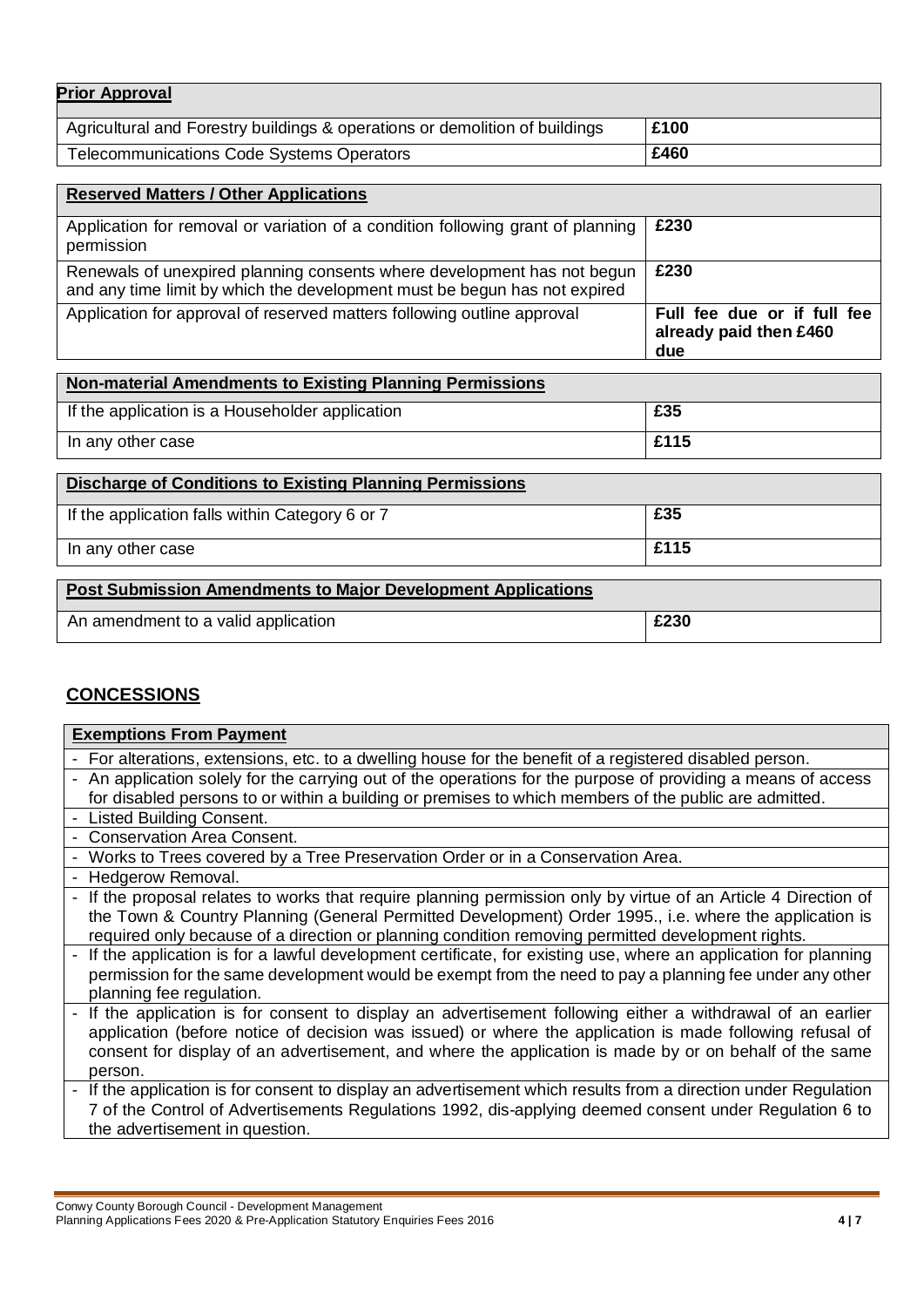| **Prior Approval** | |
|---|---|
| Agricultural and Forestry buildings & operations or demolition of buildings | **£100** |
| Telecommunications Code Systems Operators | **£460** |

| **Reserved Matters / Other Applications** | |
|---|---|
| Application for removal or variation of a condition following grant of planning permission | **£230** |
| Renewals of unexpired planning consents where development has not begun and any time limit by which the development must be begun has not expired | **£230** |
| Application for approval of reserved matters following outline approval | **Full fee due or if full fee already paid then £460 due** |

| **Non-material Amendments to Existing Planning Permissions** | |
|---|---|
| If the application is a Householder application | **£35** |
| In any other case | **£115** |

| **Discharge of Conditions to Existing Planning Permissions** | |
|---|---|
| If the application falls within Category 6 or 7 | **£35** |
| In any other case | **£115** |

| **Post Submission Amendments to Major Development Applications** | |
|---|---|
| An amendment to a valid application | **£230** |

## CONCESSIONS

| **Exemptions From Payment** |
|---|
| - For alterations, extensions, etc. to a dwelling house for the benefit of a registered disabled person. |
| - An application solely for the carrying out of the operations for the purpose of providing a means of access for disabled persons to or within a building or premises to which members of the public are admitted. |
| - Listed Building Consent. |
| - Conservation Area Consent. |
| - Works to Trees covered by a Tree Preservation Order or in a Conservation Area. |
| - Hedgerow Removal. |
| - If the proposal relates to works that require planning permission only by virtue of an Article 4 Direction of the Town & Country Planning (General Permitted Development) Order 1995., i.e. where the application is required only because of a direction or planning condition removing permitted development rights. |
| - If the application is for a lawful development certificate, for existing use, where an application for planning permission for the same development would be exempt from the need to pay a planning fee under any other planning fee regulation. |
| - If the application is for consent to display an advertisement following either a withdrawal of an earlier application (before notice of decision was issued) or where the application is made following refusal of consent for display of an advertisement, and where the application is made by or on behalf of the same person. |
| - If the application is for consent to display an advertisement which results from a direction under Regulation 7 of the Control of Advertisements Regulations 1992, dis-applying deemed consent under Regulation 6 to the advertisement in question. |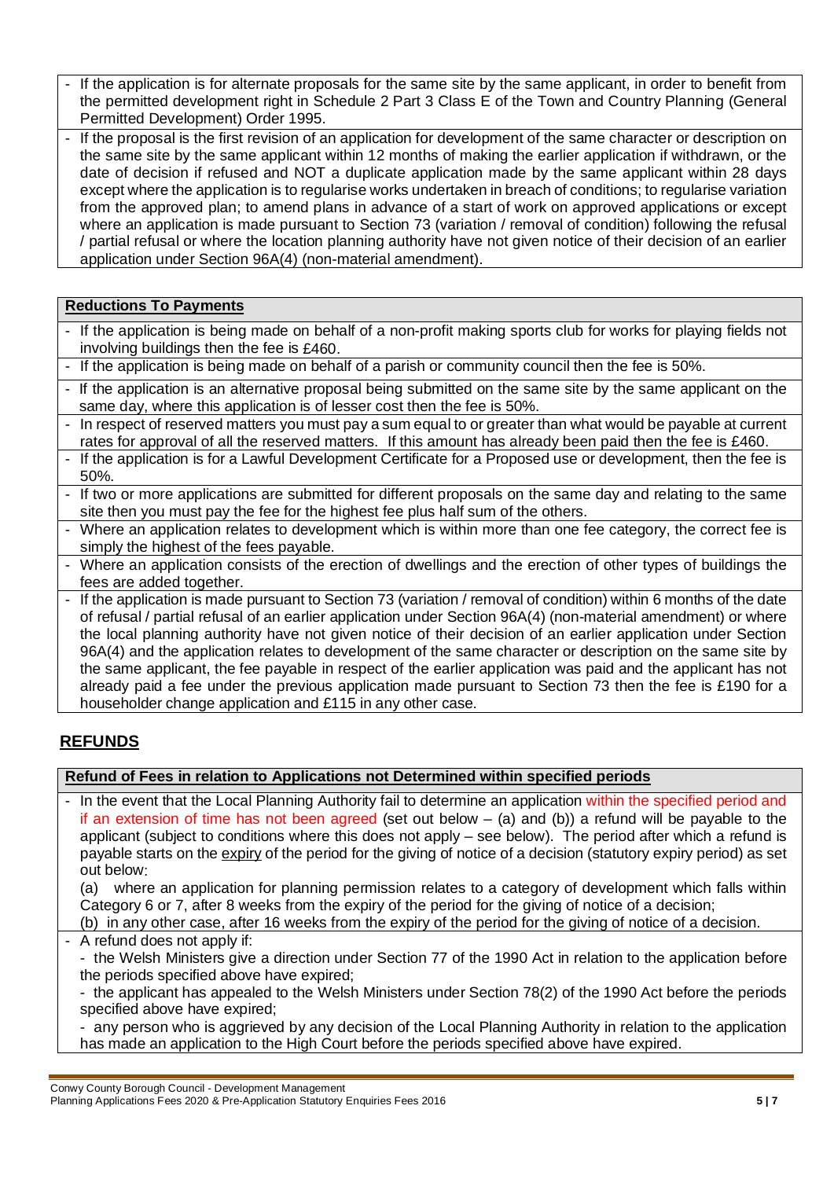- If the application is for alternate proposals for the same site by the same applicant, in order to benefit from the permitted development right in Schedule 2 Part 3 Class E of the Town and Country Planning (General Permitted Development) Order 1995.
- If the proposal is the first revision of an application for development of the same character or description on the same site by the same applicant within 12 months of making the earlier application if withdrawn, or the date of decision if refused and NOT a duplicate application made by the same applicant within 28 days except where the application is to regularise works undertaken in breach of conditions; to regularise variation from the approved plan; to amend plans in advance of a start of work on approved applications or except where an application is made pursuant to Section 73 (variation / removal of condition) following the refusal / partial refusal or where the location planning authority have not given notice of their decision of an earlier application under Section 96A(4) (non-material amendment).

**Reductions To Payments**

- If the application is being made on behalf of a non-profit making sports club for works for playing fields not involving buildings then the fee is £460.
- If the application is being made on behalf of a parish or community council then the fee is 50%.
- If the application is an alternative proposal being submitted on the same site by the same applicant on the same day, where this application is of lesser cost then the fee is 50%.
- In respect of reserved matters you must pay a sum equal to or greater than what would be payable at current rates for approval of all the reserved matters. If this amount has already been paid then the fee is £460.
- If the application is for a Lawful Development Certificate for a Proposed use or development, then the fee is 50%.
- If two or more applications are submitted for different proposals on the same day and relating to the same site then you must pay the fee for the highest fee plus half sum of the others.
- Where an application relates to development which is within more than one fee category, the correct fee is simply the highest of the fees payable.
- Where an application consists of the erection of dwellings and the erection of other types of buildings the fees are added together.
- If the application is made pursuant to Section 73 (variation / removal of condition) within 6 months of the date of refusal / partial refusal of an earlier application under Section 96A(4) (non-material amendment) or where the local planning authority have not given notice of their decision of an earlier application under Section 96A(4) and the application relates to development of the same character or description on the same site by the same applicant, the fee payable in respect of the earlier application was paid and the applicant has not already paid a fee under the previous application made pursuant to Section 73 then the fee is £190 for a householder change application and £115 in any other case.

## REFUNDS

**Refund of Fees in relation to Applications not Determined within specified periods**

- In the event that the Local Planning Authority fail to determine an application within the specified period and if an extension of time has not been agreed (set out below – (a) and (b)) a refund will be payable to the applicant (subject to conditions where this does not apply – see below). The period after which a refund is payable starts on the expiry of the period for the giving of notice of a decision (statutory expiry period) as set out below:

  (a) where an application for planning permission relates to a category of development which falls within Category 6 or 7, after 8 weeks from the expiry of the period for the giving of notice of a decision;

  (b) in any other case, after 16 weeks from the expiry of the period for the giving of notice of a decision.
- A refund does not apply if:
  - the Welsh Ministers give a direction under Section 77 of the 1990 Act in relation to the application before the periods specified above have expired;
  - the applicant has appealed to the Welsh Ministers under Section 78(2) of the 1990 Act before the periods specified above have expired;
  - any person who is aggrieved by any decision of the Local Planning Authority in relation to the application has made an application to the High Court before the periods specified above have expired.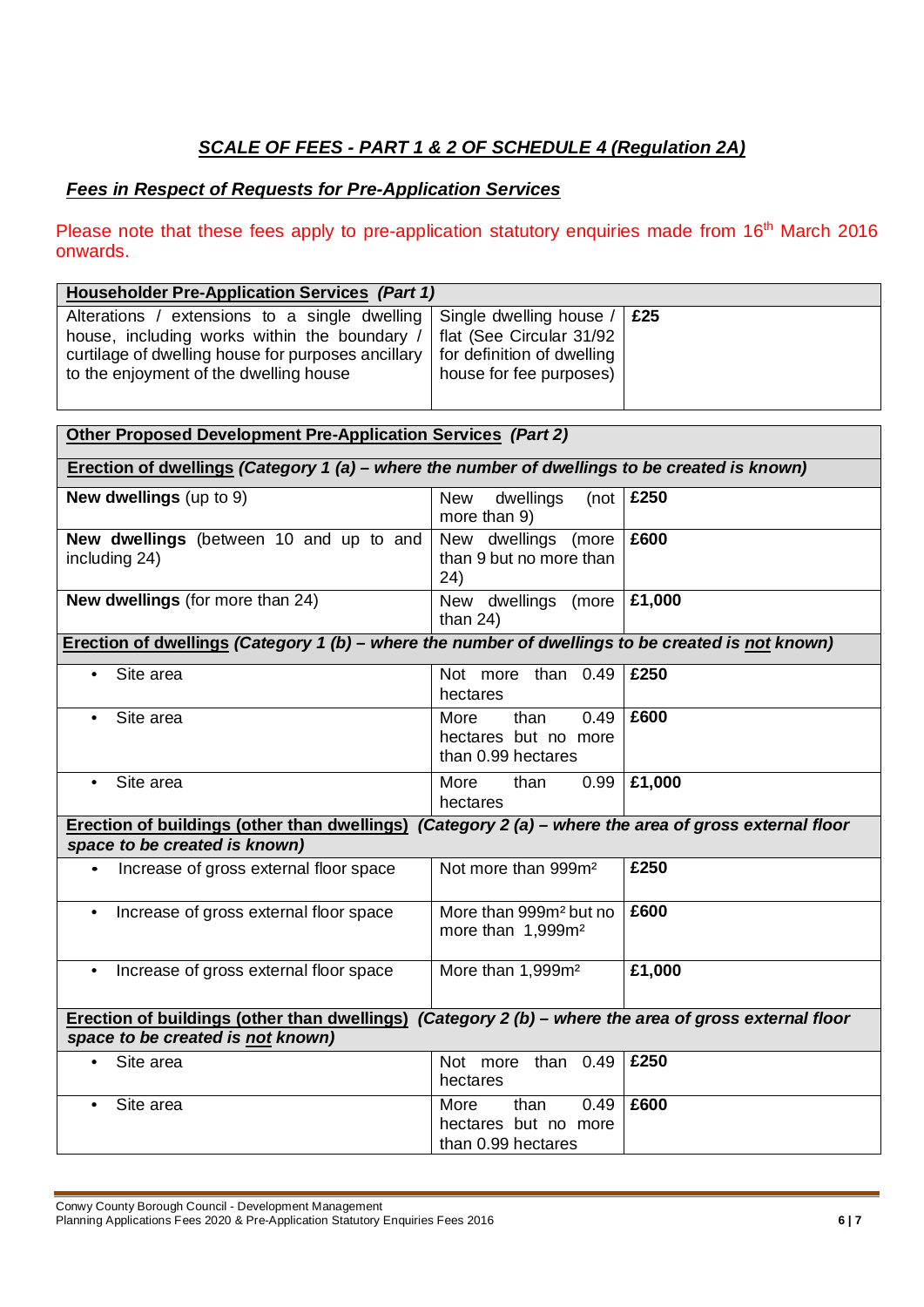## *SCALE OF FEES - PART 1 & 2 OF SCHEDULE 4 (Regulation 2A)*

### *Fees in Respect of Requests for Pre-Application Services*

Please note that these fees apply to pre-application statutory enquiries made from 16th March 2016 onwards.

| **Householder Pre-Application Services** ***(Part 1)*** | | |
|---|---|---|
| Alterations / extensions to a single dwelling house, including works within the boundary / curtilage of dwelling house for purposes ancillary to the enjoyment of the dwelling house | Single dwelling house / flat (See Circular 31/92 for definition of dwelling house for fee purposes) | **£25** |

| **Other Proposed Development Pre-Application Services** ***(Part 2)*** | | |
|---|---|---|
| **Erection of dwellings** ***(Category 1 (a) – where the number of dwellings to be created is known)*** | | |
| **New dwellings** (up to 9) | New dwellings (not more than 9) | **£250** |
| **New dwellings** (between 10 and up to and including 24) | New dwellings (more than 9 but no more than 24) | **£600** |
| **New dwellings** (for more than 24) | New dwellings (more than 24) | **£1,000** |
| **Erection of dwellings** ***(Category 1 (b) – where the number of dwellings to be created is not known)*** | | |
| • Site area | Not more than 0.49 hectares | **£250** |
| • Site area | More than 0.49 hectares but no more than 0.99 hectares | **£600** |
| • Site area | More than 0.99 hectares | **£1,000** |
| **Erection of buildings (other than dwellings)** ***(Category 2 (a) – where the area of gross external floor space to be created is known)*** | | |
| • Increase of gross external floor space | Not more than 999m² | **£250** |
| • Increase of gross external floor space | More than 999m² but no more than 1,999m² | **£600** |
| • Increase of gross external floor space | More than 1,999m² | **£1,000** |
| **Erection of buildings (other than dwellings)** ***(Category 2 (b) – where the area of gross external floor space to be created is not known)*** | | |
| • Site area | Not more than 0.49 hectares | **£250** |
| • Site area | More than 0.49 hectares but no more than 0.99 hectares | **£600** |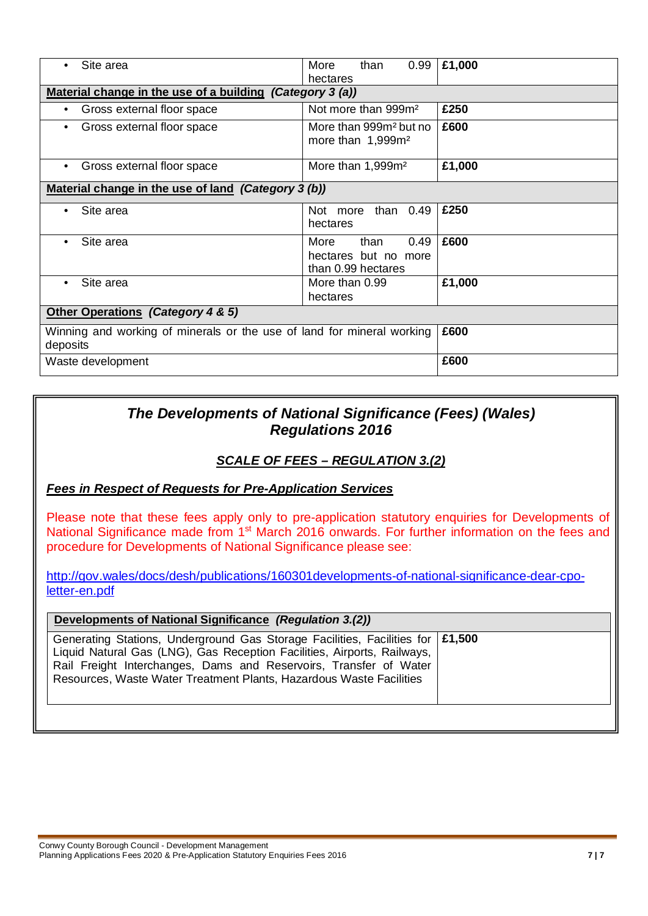| | | |
|---|---|---|
| • Site area | More than 0.99 hectares | **£1,000** |
| **Material change in the use of a building** ***(Category 3 (a))*** | | |
| • Gross external floor space | Not more than 999m² | **£250** |
| • Gross external floor space | More than 999m² but no more than 1,999m² | **£600** |
| • Gross external floor space | More than 1,999m² | **£1,000** |
| **Material change in the use of land** ***(Category 3 (b))*** | | |
| • Site area | Not more than 0.49 hectares | **£250** |
| • Site area | More than 0.49 hectares but no more than 0.99 hectares | **£600** |
| • Site area | More than 0.99 hectares | **£1,000** |
| **Other Operations** ***(Category 4 & 5)*** | | |
| Winning and working of minerals or the use of land for mineral working deposits | | **£600** |
| Waste development | | **£600** |

## *The Developments of National Significance (Fees) (Wales) Regulations 2016*

### ***SCALE OF FEES – REGULATION 3.(2)***

***Fees in Respect of Requests for Pre-Application Services***

Please note that these fees apply only to pre-application statutory enquiries for Developments of National Significance made from 1st March 2016 onwards. For further information on the fees and procedure for Developments of National Significance please see:

http://gov.wales/docs/desh/publications/160301developments-of-national-significance-dear-cpo-letter-en.pdf

| **Developments of National Significance** ***(Regulation 3.(2))*** | |
|---|---|
| Generating Stations, Underground Gas Storage Facilities, Facilities for Liquid Natural Gas (LNG), Gas Reception Facilities, Airports, Railways, Rail Freight Interchanges, Dams and Reservoirs, Transfer of Water Resources, Waste Water Treatment Plants, Hazardous Waste Facilities | **£1,500** |